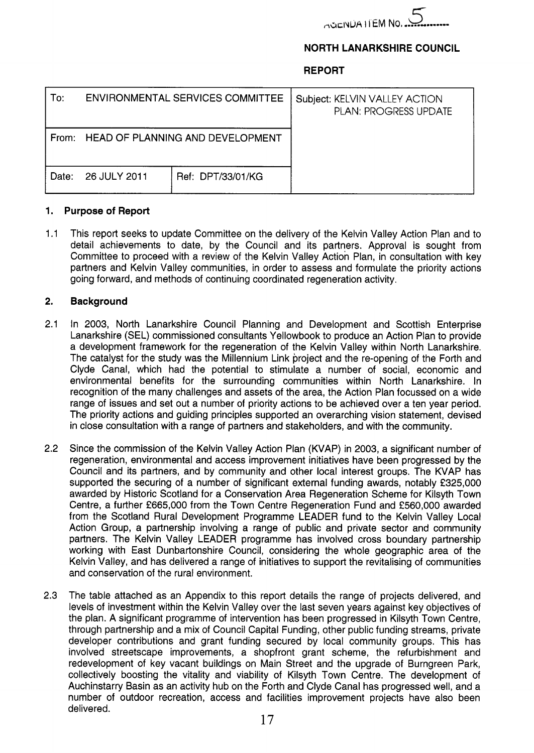AGENDA ITEM No. 5

**NORTH LANARKSHIRE COUNCIL**

**REPORT**

| To: ENVIRONMENTAL SERVICES COMMITTEE | | Subject: KELVIN VALLEY ACTION PLAN: PROGRESS UPDATE |
|---|---|---|
| From: HEAD OF PLANNING AND DEVELOPMENT | | |
| Date: 26 JULY 2011 | Ref: DPT/33/01/KG | |

## 1. Purpose of Report

1.1 This report seeks to update Committee on the delivery of the Kelvin Valley Action Plan and to detail achievements to date, by the Council and its partners. Approval is sought from Committee to proceed with a review of the Kelvin Valley Action Plan, in consultation with key partners and Kelvin Valley communities, in order to assess and formulate the priority actions going forward, and methods of continuing coordinated regeneration activity.

## 2. Background

2.1 In 2003, North Lanarkshire Council Planning and Development and Scottish Enterprise Lanarkshire (SEL) commissioned consultants Yellowbook to produce an Action Plan to provide a development framework for the regeneration of the Kelvin Valley within North Lanarkshire. The catalyst for the study was the Millennium Link project and the re-opening of the Forth and Clyde Canal, which had the potential to stimulate a number of social, economic and environmental benefits for the surrounding communities within North Lanarkshire. In recognition of the many challenges and assets of the area, the Action Plan focussed on a wide range of issues and set out a number of priority actions to be achieved over a ten year period. The priority actions and guiding principles supported an overarching vision statement, devised in close consultation with a range of partners and stakeholders, and with the community.

2.2 Since the commission of the Kelvin Valley Action Plan (KVAP) in 2003, a significant number of regeneration, environmental and access improvement initiatives have been progressed by the Council and its partners, and by community and other local interest groups. The KVAP has supported the securing of a number of significant external funding awards, notably £325,000 awarded by Historic Scotland for a Conservation Area Regeneration Scheme for Kilsyth Town Centre, a further £665,000 from the Town Centre Regeneration Fund and £560,000 awarded from the Scotland Rural Development Programme LEADER fund to the Kelvin Valley Local Action Group, a partnership involving a range of public and private sector and community partners. The Kelvin Valley LEADER programme has involved cross boundary partnership working with East Dunbartonshire Council, considering the whole geographic area of the Kelvin Valley, and has delivered a range of initiatives to support the revitalising of communities and conservation of the rural environment.

2.3 The table attached as an Appendix to this report details the range of projects delivered, and levels of investment within the Kelvin Valley over the last seven years against key objectives of the plan. A significant programme of intervention has been progressed in Kilsyth Town Centre, through partnership and a mix of Council Capital Funding, other public funding streams, private developer contributions and grant funding secured by local community groups. This has involved streetscape improvements, a shopfront grant scheme, the refurbishment and redevelopment of key vacant buildings on Main Street and the upgrade of Burngreen Park, collectively boosting the vitality and viability of Kilsyth Town Centre. The development of Auchinstarry Basin as an activity hub on the Forth and Clyde Canal has progressed well, and a number of outdoor recreation, access and facilities improvement projects have also been delivered.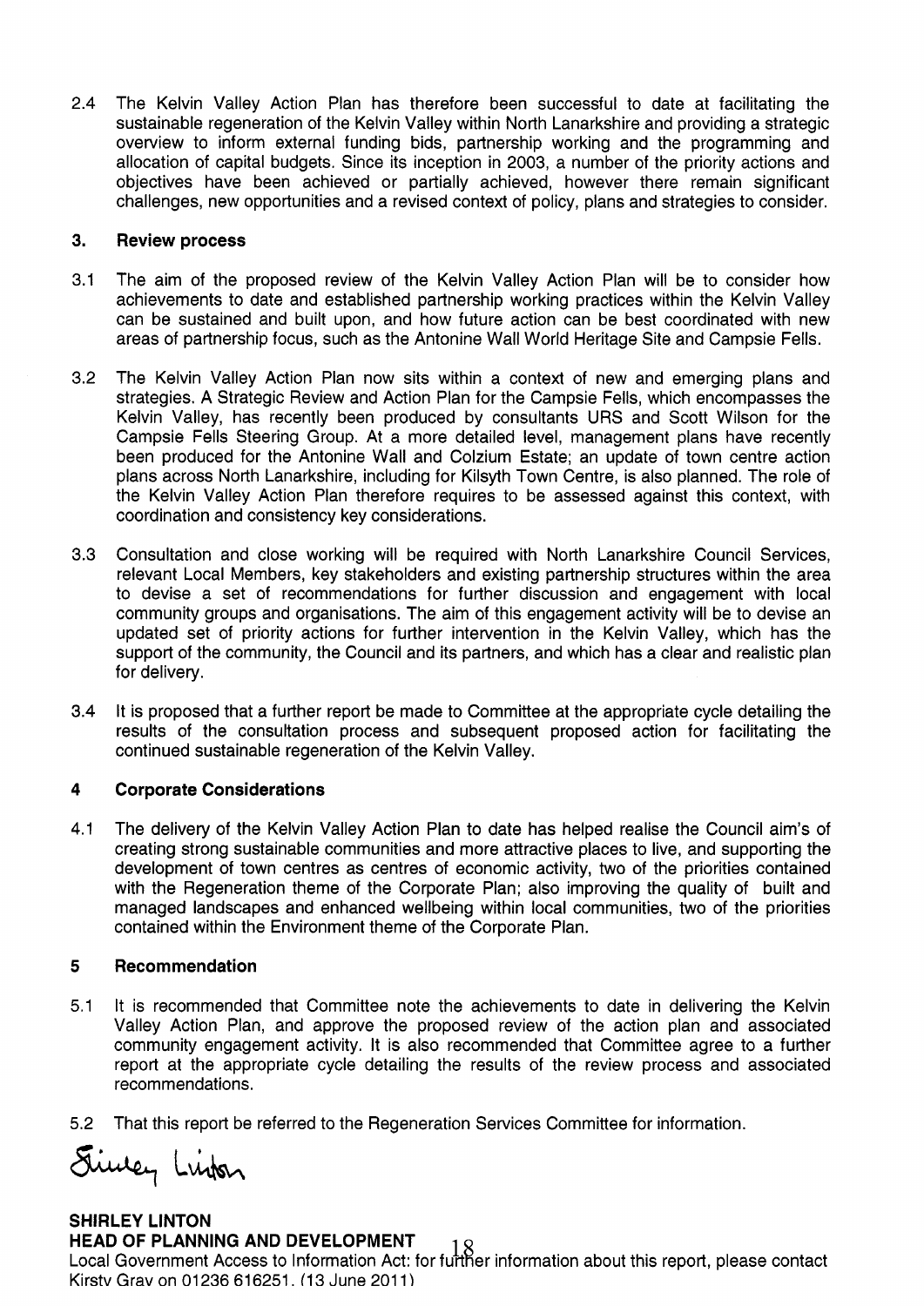2.4 The Kelvin Valley Action Plan has therefore been successful to date at facilitating the sustainable regeneration of the Kelvin Valley within North Lanarkshire and providing a strategic overview to inform external funding bids, partnership working and the programming and allocation of capital budgets. Since its inception in 2003, a number of the priority actions and objectives have been achieved or partially achieved, however there remain significant challenges, new opportunities and a revised context of policy, plans and strategies to consider.

## 3. Review process

3.1 The aim of the proposed review of the Kelvin Valley Action Plan will be to consider how achievements to date and established partnership working practices within the Kelvin Valley can be sustained and built upon, and how future action can be best coordinated with new areas of partnership focus, such as the Antonine Wall World Heritage Site and Campsie Fells.

3.2 The Kelvin Valley Action Plan now sits within a context of new and emerging plans and strategies. A Strategic Review and Action Plan for the Campsie Fells, which encompasses the Kelvin Valley, has recently been produced by consultants URS and Scott Wilson for the Campsie Fells Steering Group. At a more detailed level, management plans have recently been produced for the Antonine Wall and Colzium Estate; an update of town centre action plans across North Lanarkshire, including for Kilsyth Town Centre, is also planned. The role of the Kelvin Valley Action Plan therefore requires to be assessed against this context, with coordination and consistency key considerations.

3.3 Consultation and close working will be required with North Lanarkshire Council Services, relevant Local Members, key stakeholders and existing partnership structures within the area to devise a set of recommendations for further discussion and engagement with local community groups and organisations. The aim of this engagement activity will be to devise an updated set of priority actions for further intervention in the Kelvin Valley, which has the support of the community, the Council and its partners, and which has a clear and realistic plan for delivery.

3.4 It is proposed that a further report be made to Committee at the appropriate cycle detailing the results of the consultation process and subsequent proposed action for facilitating the continued sustainable regeneration of the Kelvin Valley.

## 4 Corporate Considerations

4.1 The delivery of the Kelvin Valley Action Plan to date has helped realise the Council aim's of creating strong sustainable communities and more attractive places to live, and supporting the development of town centres as centres of economic activity, two of the priorities contained with the Regeneration theme of the Corporate Plan; also improving the quality of built and managed landscapes and enhanced wellbeing within local communities, two of the priorities contained within the Environment theme of the Corporate Plan.

## 5 Recommendation

5.1 It is recommended that Committee note the achievements to date in delivering the Kelvin Valley Action Plan, and approve the proposed review of the action plan and associated community engagement activity. It is also recommended that Committee agree to a further report at the appropriate cycle detailing the results of the review process and associated recommendations.

5.2 That this report be referred to the Regeneration Services Committee for information.

Shirley Linton

**SHIRLEY LINTON**
**HEAD OF PLANNING AND DEVELOPMENT**

Local Government Access to Information Act: for further information about this report, please contact Kirsty Gray on 01236 616251. (13 June 2011)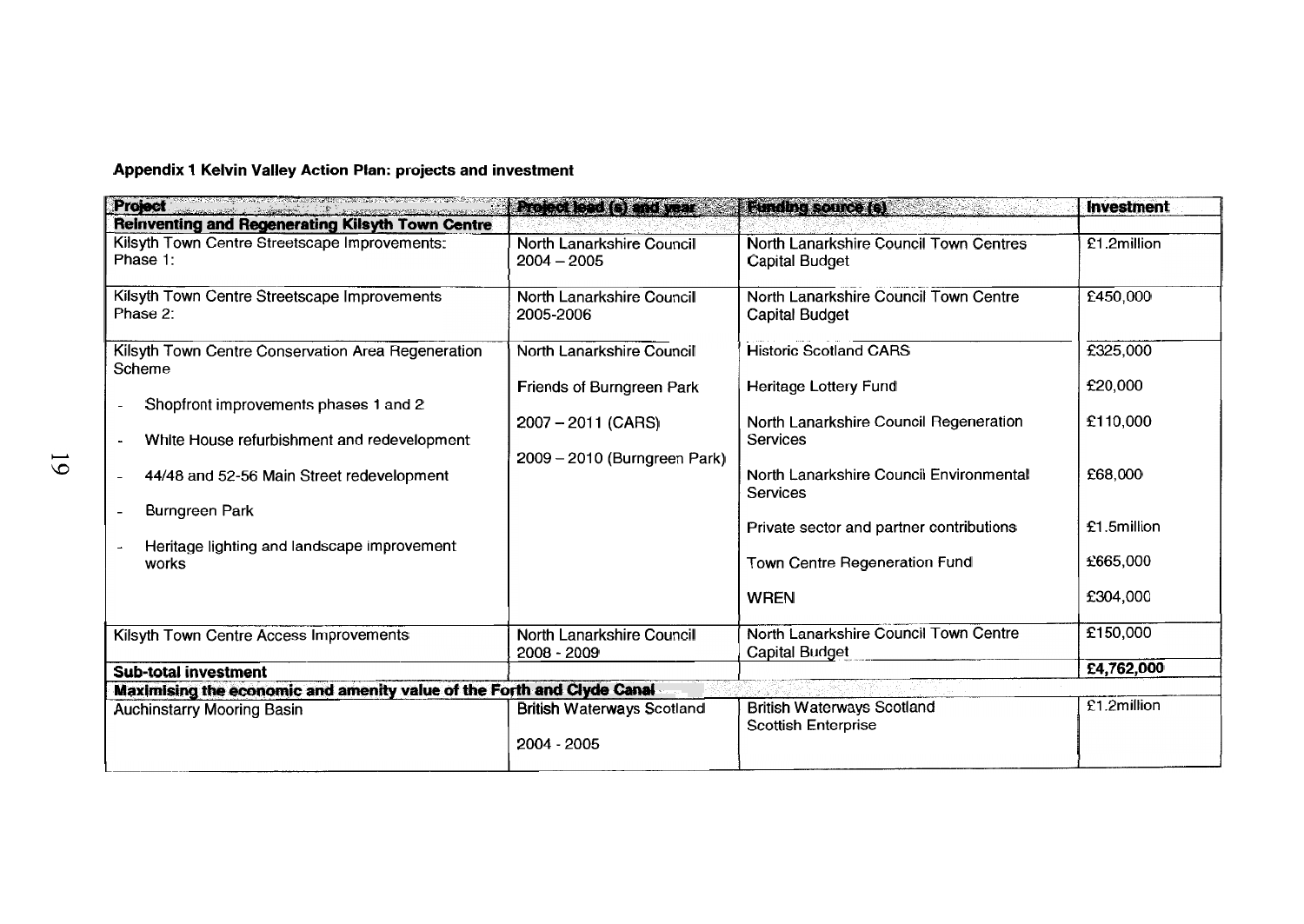**Appendix 1 Kelvin Valley Action Plan: projects and investment**

| Project | Project lead (s) and year | Funding source (s) | Investment |
|---|---|---|---|
| **Reinventing and Regenerating Kilsyth Town Centre** | | | |
| Kilsyth Town Centre Streetscape Improvements: Phase 1: | North Lanarkshire Council 2004 – 2005 | North Lanarkshire Council Town Centres Capital Budget | £1.2million |
| Kilsyth Town Centre Streetscape Improvements Phase 2: | North Lanarkshire Council 2005-2006 | North Lanarkshire Council Town Centre Capital Budget | £450,000 |
| Kilsyth Town Centre Conservation Area Regeneration Scheme<br>- Shopfront improvements phases 1 and 2<br>- White House refurbishment and redevelopment<br>- 44/48 and 52-56 Main Street redevelopment<br>- Burngreen Park<br>- Heritage lighting and landscape improvement works | North Lanarkshire Council<br>Friends of Burngreen Park<br>2007 – 2011 (CARS)<br>2009 – 2010 (Burngreen Park) | Historic Scotland CARS<br>Heritage Lottery Fund<br>North Lanarkshire Council Regeneration Services<br>North Lanarkshire Council Environmental Services<br>Private sector and partner contributions<br>Town Centre Regeneration Fund<br>WREN | £325,000<br>£20,000<br>£110,000<br>£68,000<br>£1.5million<br>£665,000<br>£304,000 |
| Kilsyth Town Centre Access Improvements | North Lanarkshire Council 2008 - 2009 | North Lanarkshire Council Town Centre Capital Budget | £150,000 |
| **Sub-total investment** | | | **£4,762,000** |
| **Maximising the economic and amenity value of the Forth and Clyde Canal** | | | |
| Auchinstarry Mooring Basin | British Waterways Scotland<br>2004 - 2005 | British Waterways Scotland<br>Scottish Enterprise | £1.2million |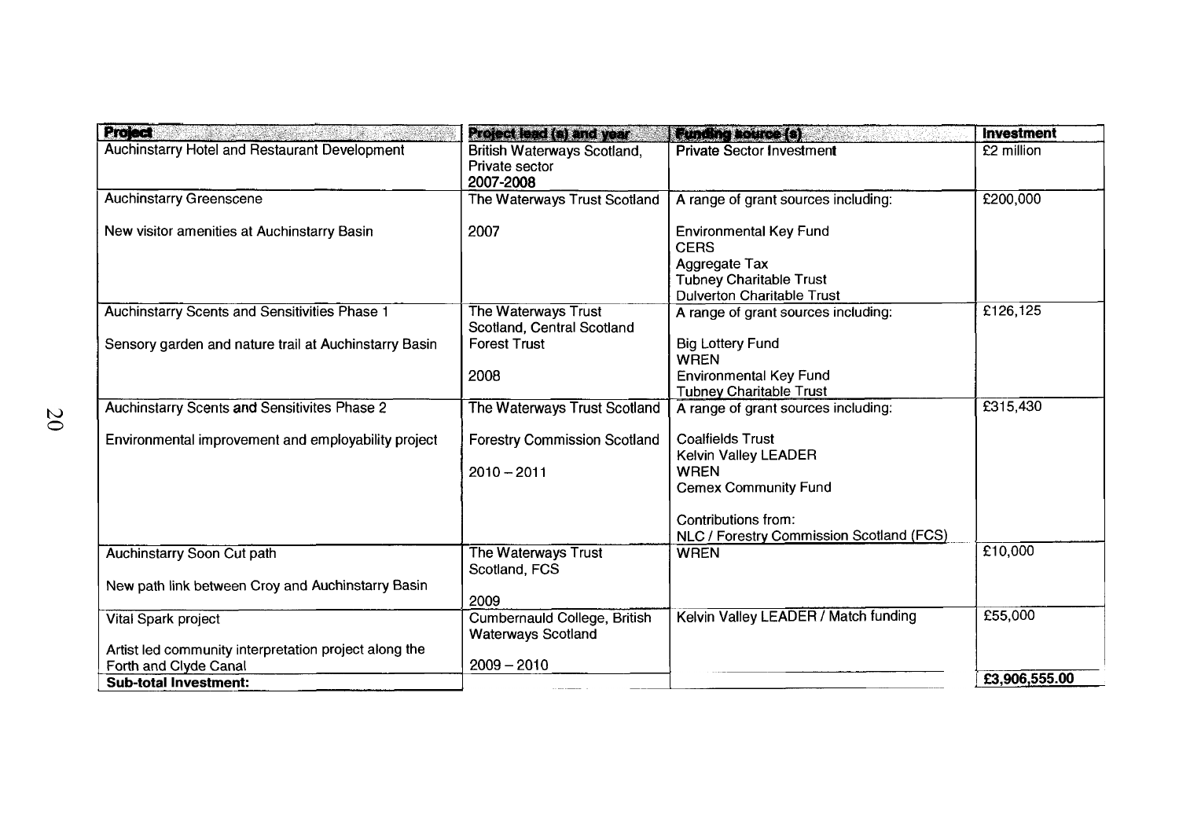| Project | Project lead (s) and year | Funding source (s) | Investment |
|---|---|---|---|
| Auchinstarry Hotel and Restaurant Development | British Waterways Scotland, Private sector 2007-2008 | Private Sector Investment | £2 million |
| Auchinstarry Greenscene<br><br>New visitor amenities at Auchinstarry Basin | The Waterways Trust Scotland<br><br>2007 | A range of grant sources including:<br><br>Environmental Key Fund<br>CERS<br>Aggregate Tax<br>Tubney Charitable Trust<br>Dulverton Charitable Trust | £200,000 |
| Auchinstarry Scents and Sensitivities Phase 1<br><br>Sensory garden and nature trail at Auchinstarry Basin | The Waterways Trust Scotland, Central Scotland Forest Trust<br><br>2008 | A range of grant sources including:<br><br>Big Lottery Fund<br>WREN<br>Environmental Key Fund<br>Tubney Charitable Trust | £126,125 |
| Auchinstarry Scents and Sensitivites Phase 2<br><br>Environmental improvement and employability project | The Waterways Trust Scotland<br><br>Forestry Commission Scotland<br><br>2010 – 2011 | A range of grant sources including:<br><br>Coalfields Trust<br>Kelvin Valley LEADER<br>WREN<br>Cemex Community Fund<br><br>Contributions from:<br>NLC / Forestry Commission Scotland (FCS) | £315,430 |
| Auchinstarry Soon Cut path<br><br>New path link between Croy and Auchinstarry Basin | The Waterways Trust Scotland, FCS<br><br>2009 | WREN | £10,000 |
| Vital Spark project<br><br>Artist led community interpretation project along the Forth and Clyde Canal | Cumbernauld College, British Waterways Scotland<br><br>2009 – 2010 | Kelvin Valley LEADER / Match funding | £55,000 |
| **Sub-total Investment:** | | | **£3,906,555.00** |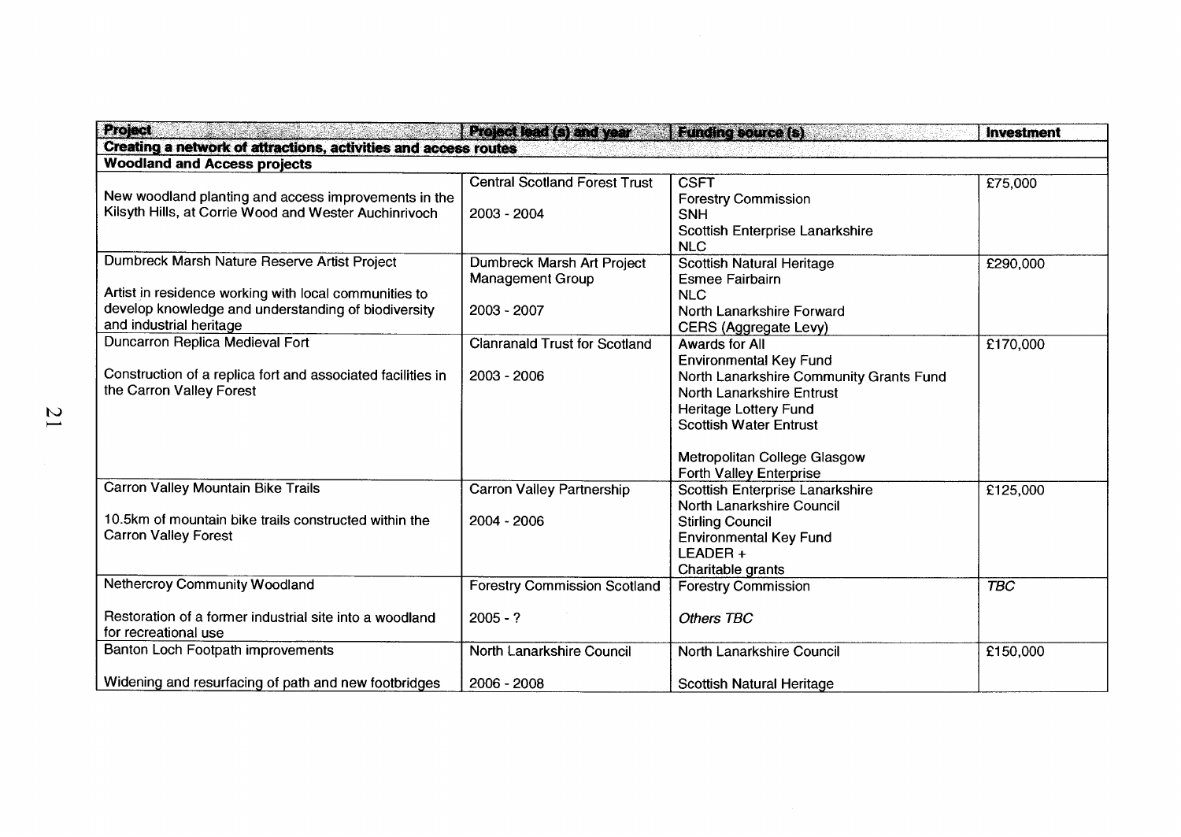| Project | Project lead (s) and year | Funding source (s) | Investment |
|---|---|---|---|
| **Creating a network of attractions, activities and access routes** | | | |
| **Woodland and Access projects** | | | |
| New woodland planting and access improvements in the Kilsyth Hills, at Corrie Wood and Wester Auchinrivoch | Central Scotland Forest Trust<br><br>2003 - 2004 | CSFT<br>Forestry Commission<br>SNH<br>Scottish Enterprise Lanarkshire<br>NLC | £75,000 |
| Dumbreck Marsh Nature Reserve Artist Project<br><br>Artist in residence working with local communities to develop knowledge and understanding of biodiversity and industrial heritage | Dumbreck Marsh Art Project Management Group<br><br>2003 - 2007 | Scottish Natural Heritage<br>Esmee Fairbairn<br>NLC<br>North Lanarkshire Forward<br>CERS (Aggregate Levy) | £290,000 |
| Duncarron Replica Medieval Fort<br><br>Construction of a replica fort and associated facilities in the Carron Valley Forest | Clanranald Trust for Scotland<br><br>2003 - 2006 | Awards for All<br>Environmental Key Fund<br>North Lanarkshire Community Grants Fund<br>North Lanarkshire Entrust<br>Heritage Lottery Fund<br>Scottish Water Entrust<br><br>Metropolitan College Glasgow<br>Forth Valley Enterprise | £170,000 |
| Carron Valley Mountain Bike Trails<br><br>10.5km of mountain bike trails constructed within the Carron Valley Forest | Carron Valley Partnership<br><br>2004 - 2006 | Scottish Enterprise Lanarkshire<br>North Lanarkshire Council<br>Stirling Council<br>Environmental Key Fund<br>LEADER +<br>Charitable grants | £125,000 |
| Nethercroy Community Woodland<br><br>Restoration of a former industrial site into a woodland for recreational use | Forestry Commission Scotland<br><br>2005 - ? | Forestry Commission<br><br>*Others TBC* | *TBC* |
| Banton Loch Footpath improvements<br><br>Widening and resurfacing of path and new footbridges | North Lanarkshire Council<br><br>2006 - 2008 | North Lanarkshire Council<br><br>Scottish Natural Heritage | £150,000 |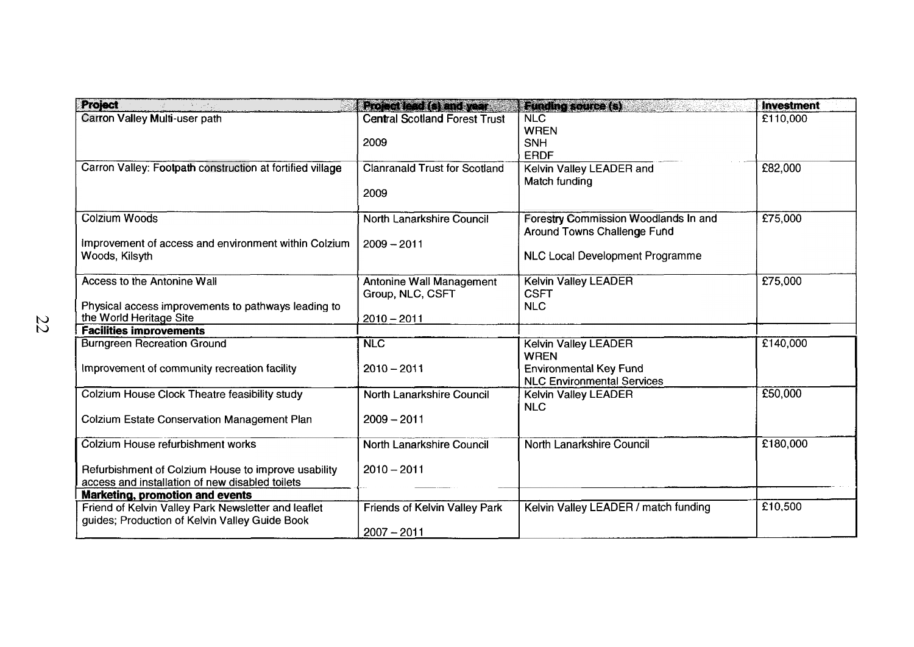| Project | Project lead (s) and year | Funding source (s) | Investment |
|---|---|---|---|
| Carron Valley Multi-user path | Central Scotland Forest Trust<br><br>2009 | NLC<br>WREN<br>SNH<br>ERDF | £110,000 |
| Carron Valley: Footpath construction at fortified village | Clanranald Trust for Scotland<br><br>2009 | Kelvin Valley LEADER and Match funding | £82,000 |
| Colzium Woods<br><br>Improvement of access and environment within Colzium Woods, Kilsyth | North Lanarkshire Council<br><br>2009 – 2011 | Forestry Commission Woodlands In and Around Towns Challenge Fund<br><br>NLC Local Development Programme | £75,000 |
| Access to the Antonine Wall<br><br>Physical access improvements to pathways leading to the World Heritage Site | Antonine Wall Management Group, NLC, CSFT<br><br>2010 – 2011 | Kelvin Valley LEADER<br>CSFT<br>NLC | £75,000 |
| **Facilities improvements** | | | |
| Burngreen Recreation Ground<br><br>Improvement of community recreation facility | NLC<br><br>2010 – 2011 | Kelvin Valley LEADER<br>WREN<br>Environmental Key Fund<br>NLC Environmental Services | £140,000 |
| Colzium House Clock Theatre feasibility study<br><br>Colzium Estate Conservation Management Plan | North Lanarkshire Council<br><br>2009 – 2011 | Kelvin Valley LEADER<br>NLC | £50,000 |
| Colzium House refurbishment works<br><br>Refurbishment of Colzium House to improve usability access and installation of new disabled toilets | North Lanarkshire Council<br><br>2010 – 2011 | North Lanarkshire Council | £180,000 |
| **Marketing, promotion and events** | | | |
| Friend of Kelvin Valley Park Newsletter and leaflet guides; Production of Kelvin Valley Guide Book | Friends of Kelvin Valley Park<br><br>2007 – 2011 | Kelvin Valley LEADER / match funding | £10,500 |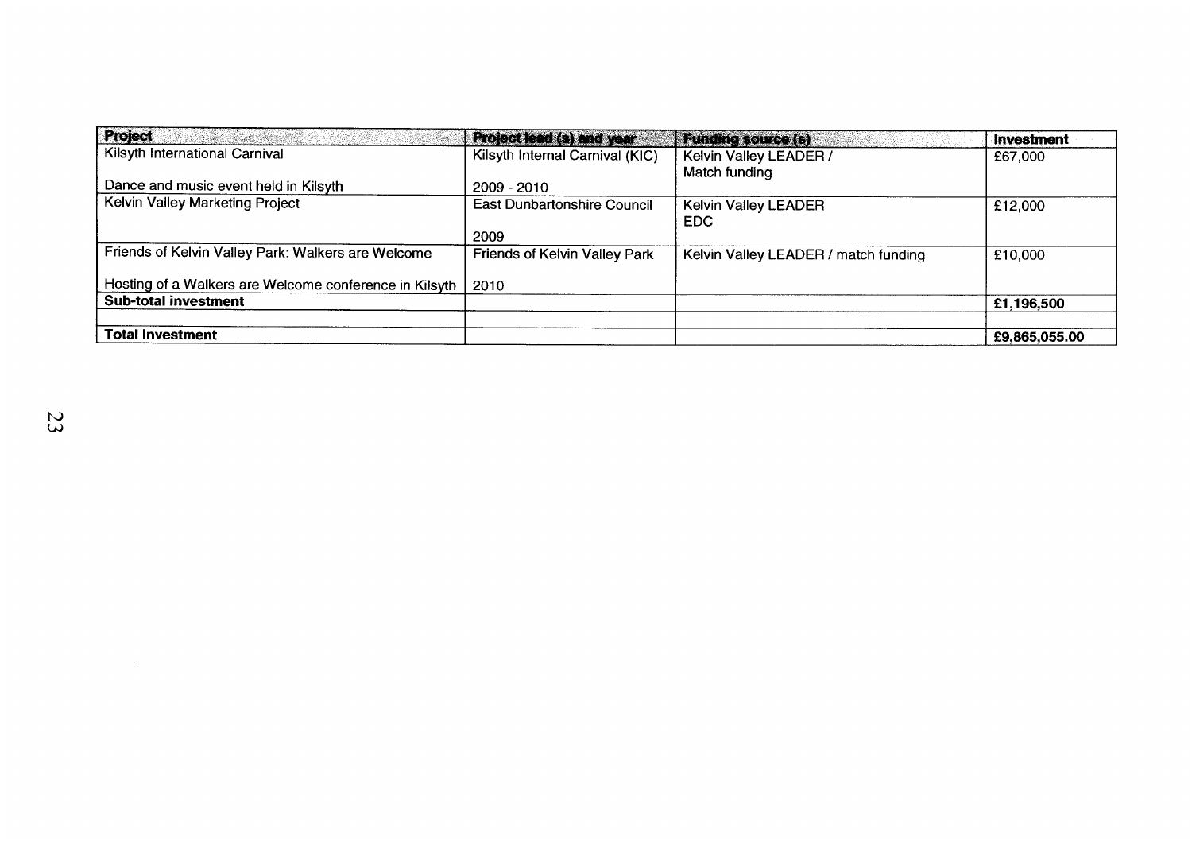| Project | Project lead (s) and year | Funding source (s) | Investment |
| --- | --- | --- | --- |
| Kilsyth International Carnival<br><br>Dance and music event held in Kilsyth | Kilsyth Internal Carnival (KIC)<br><br>2009 - 2010 | Kelvin Valley LEADER /<br>Match funding | £67,000 |
| Kelvin Valley Marketing Project | East Dunbartonshire Council<br><br>2009 | Kelvin Valley LEADER<br>EDC | £12,000 |
| Friends of Kelvin Valley Park: Walkers are Welcome<br><br>Hosting of a Walkers are Welcome conference in Kilsyth | Friends of Kelvin Valley Park<br><br>2010 | Kelvin Valley LEADER / match funding | £10,000 |
| **Sub-total investment** | | | **£1,196,500** |
| | | | |
| **Total Investment** | | | **£9,865,055.00** |